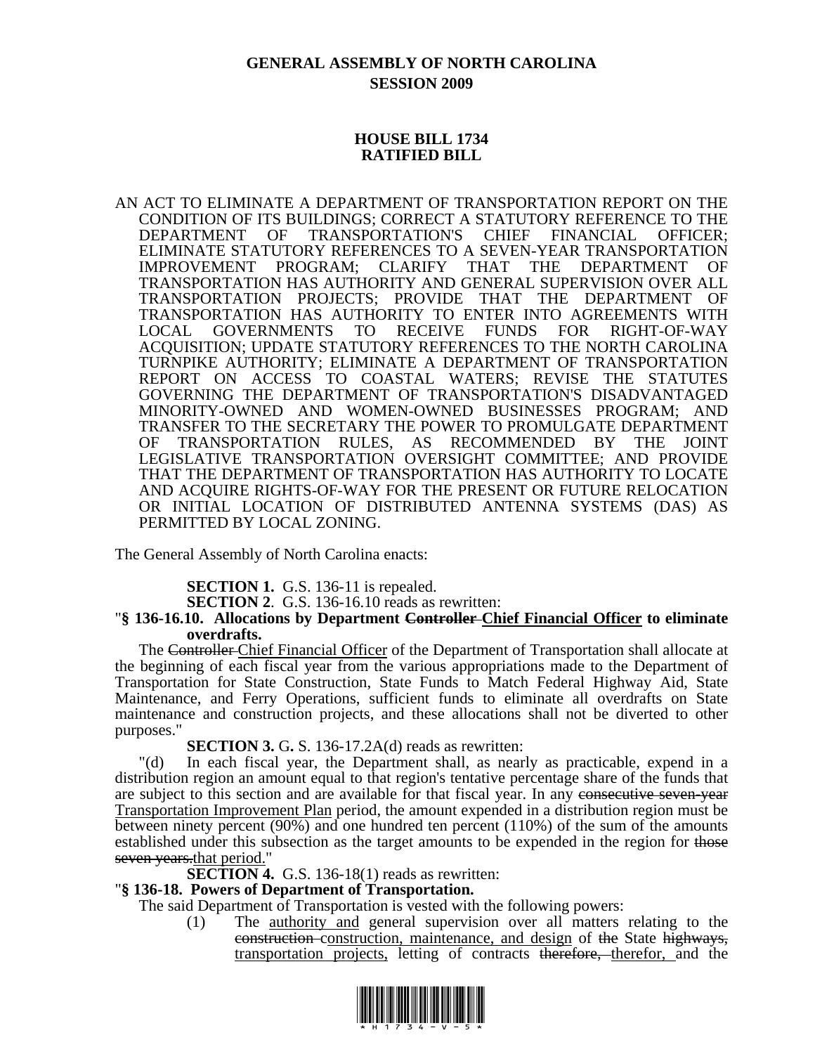**GENERAL ASSEMBLY OF NORTH CAROLINA**
**SESSION 2009**

**HOUSE BILL 1734**
**RATIFIED BILL**

AN ACT TO ELIMINATE A DEPARTMENT OF TRANSPORTATION REPORT ON THE CONDITION OF ITS BUILDINGS; CORRECT A STATUTORY REFERENCE TO THE DEPARTMENT OF TRANSPORTATION'S CHIEF FINANCIAL OFFICER; ELIMINATE STATUTORY REFERENCES TO A SEVEN-YEAR TRANSPORTATION IMPROVEMENT PROGRAM; CLARIFY THAT THE DEPARTMENT OF TRANSPORTATION HAS AUTHORITY AND GENERAL SUPERVISION OVER ALL TRANSPORTATION PROJECTS; PROVIDE THAT THE DEPARTMENT OF TRANSPORTATION HAS AUTHORITY TO ENTER INTO AGREEMENTS WITH LOCAL GOVERNMENTS TO RECEIVE FUNDS FOR RIGHT-OF-WAY ACQUISITION; UPDATE STATUTORY REFERENCES TO THE NORTH CAROLINA TURNPIKE AUTHORITY; ELIMINATE A DEPARTMENT OF TRANSPORTATION REPORT ON ACCESS TO COASTAL WATERS; REVISE THE STATUTES GOVERNING THE DEPARTMENT OF TRANSPORTATION'S DISADVANTAGED MINORITY-OWNED AND WOMEN-OWNED BUSINESSES PROGRAM; AND TRANSFER TO THE SECRETARY THE POWER TO PROMULGATE DEPARTMENT OF TRANSPORTATION RULES, AS RECOMMENDED BY THE JOINT LEGISLATIVE TRANSPORTATION OVERSIGHT COMMITTEE; AND PROVIDE THAT THE DEPARTMENT OF TRANSPORTATION HAS AUTHORITY TO LOCATE AND ACQUIRE RIGHTS-OF-WAY FOR THE PRESENT OR FUTURE RELOCATION OR INITIAL LOCATION OF DISTRIBUTED ANTENNA SYSTEMS (DAS) AS PERMITTED BY LOCAL ZONING.

The General Assembly of North Carolina enacts:

**SECTION 1.** G.S. 136-11 is repealed.

**SECTION 2**. G.S. 136-16.10 reads as rewritten:

"**§ 136-16.10. Allocations by Department ~~Controller~~ <u>Chief Financial Officer</u> to eliminate overdrafts.**

The ~~Controller~~ <u>Chief Financial Officer</u> of the Department of Transportation shall allocate at the beginning of each fiscal year from the various appropriations made to the Department of Transportation for State Construction, State Funds to Match Federal Highway Aid, State Maintenance, and Ferry Operations, sufficient funds to eliminate all overdrafts on State maintenance and construction projects, and these allocations shall not be diverted to other purposes."

**SECTION 3.** G. S. 136-17.2A(d) reads as rewritten:

"(d) In each fiscal year, the Department shall, as nearly as practicable, expend in a distribution region an amount equal to that region's tentative percentage share of the funds that are subject to this section and are available for that fiscal year. In any ~~consecutive seven-year~~ <u>Transportation Improvement Plan</u> period, the amount expended in a distribution region must be between ninety percent (90%) and one hundred ten percent (110%) of the sum of the amounts established under this subsection as the target amounts to be expended in the region for ~~those seven years.~~<u>that period.</u>"

**SECTION 4.** G.S. 136-18(1) reads as rewritten:

"**§ 136-18. Powers of Department of Transportation.**

The said Department of Transportation is vested with the following powers:

(1) The <u>authority and</u> general supervision over all matters relating to the ~~construction~~ <u>construction, maintenance, and design</u> of ~~the~~ State ~~highways,~~ <u>transportation projects,</u> letting of contracts ~~therefore,~~ <u>therefor,</u> and the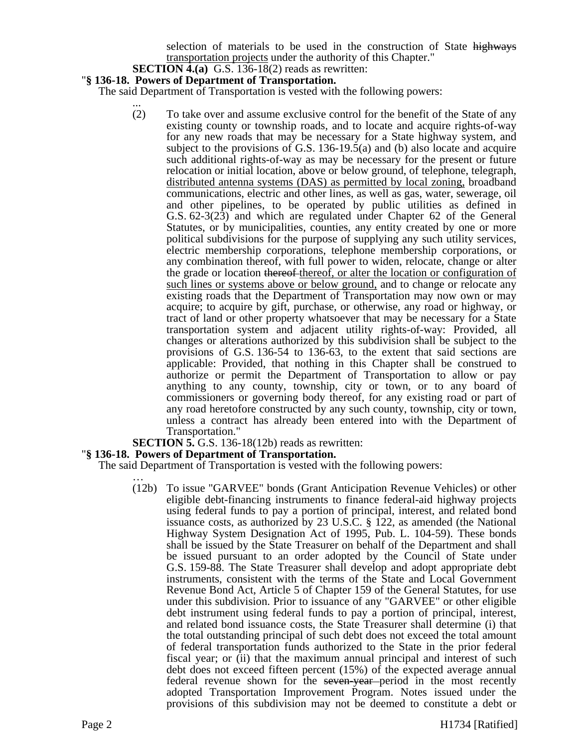selection of materials to be used in the construction of State ~~highways~~ <u>transportation projects</u> under the authority of this Chapter."

**SECTION 4.(a)** G.S. 136-18(2) reads as rewritten:

"**§ 136-18. Powers of Department of Transportation.**

The said Department of Transportation is vested with the following powers:

...

(2) To take over and assume exclusive control for the benefit of the State of any existing county or township roads, and to locate and acquire rights-of-way for any new roads that may be necessary for a State highway system, and subject to the provisions of G.S. 136-19.5(a) and (b) also locate and acquire such additional rights-of-way as may be necessary for the present or future relocation or initial location, above or below ground, of telephone, telegraph, <u>distributed antenna systems (DAS) as permitted by local zoning,</u> broadband communications, electric and other lines, as well as gas, water, sewerage, oil and other pipelines, to be operated by public utilities as defined in G.S. 62-3(23) and which are regulated under Chapter 62 of the General Statutes, or by municipalities, counties, any entity created by one or more political subdivisions for the purpose of supplying any such utility services, electric membership corporations, telephone membership corporations, or any combination thereof, with full power to widen, relocate, change or alter the grade or location ~~thereof~~ <u>thereof, or alter the location or configuration of such lines or systems above or below ground,</u> and to change or relocate any existing roads that the Department of Transportation may now own or may acquire; to acquire by gift, purchase, or otherwise, any road or highway, or tract of land or other property whatsoever that may be necessary for a State transportation system and adjacent utility rights-of-way: Provided, all changes or alterations authorized by this subdivision shall be subject to the provisions of G.S. 136-54 to 136-63, to the extent that said sections are applicable: Provided, that nothing in this Chapter shall be construed to authorize or permit the Department of Transportation to allow or pay anything to any county, township, city or town, or to any board of commissioners or governing body thereof, for any existing road or part of any road heretofore constructed by any such county, township, city or town, unless a contract has already been entered into with the Department of Transportation."

**SECTION 5.** G.S. 136-18(12b) reads as rewritten:

"**§ 136-18. Powers of Department of Transportation.**

The said Department of Transportation is vested with the following powers:

…

(12b) To issue "GARVEE" bonds (Grant Anticipation Revenue Vehicles) or other eligible debt-financing instruments to finance federal-aid highway projects using federal funds to pay a portion of principal, interest, and related bond issuance costs, as authorized by 23 U.S.C. § 122, as amended (the National Highway System Designation Act of 1995, Pub. L. 104-59). These bonds shall be issued by the State Treasurer on behalf of the Department and shall be issued pursuant to an order adopted by the Council of State under G.S. 159-88. The State Treasurer shall develop and adopt appropriate debt instruments, consistent with the terms of the State and Local Government Revenue Bond Act, Article 5 of Chapter 159 of the General Statutes, for use under this subdivision. Prior to issuance of any "GARVEE" or other eligible debt instrument using federal funds to pay a portion of principal, interest, and related bond issuance costs, the State Treasurer shall determine (i) that the total outstanding principal of such debt does not exceed the total amount of federal transportation funds authorized to the State in the prior federal fiscal year; or (ii) that the maximum annual principal and interest of such debt does not exceed fifteen percent (15%) of the expected average annual federal revenue shown for the ~~seven-year~~ period in the most recently adopted Transportation Improvement Program. Notes issued under the provisions of this subdivision may not be deemed to constitute a debt or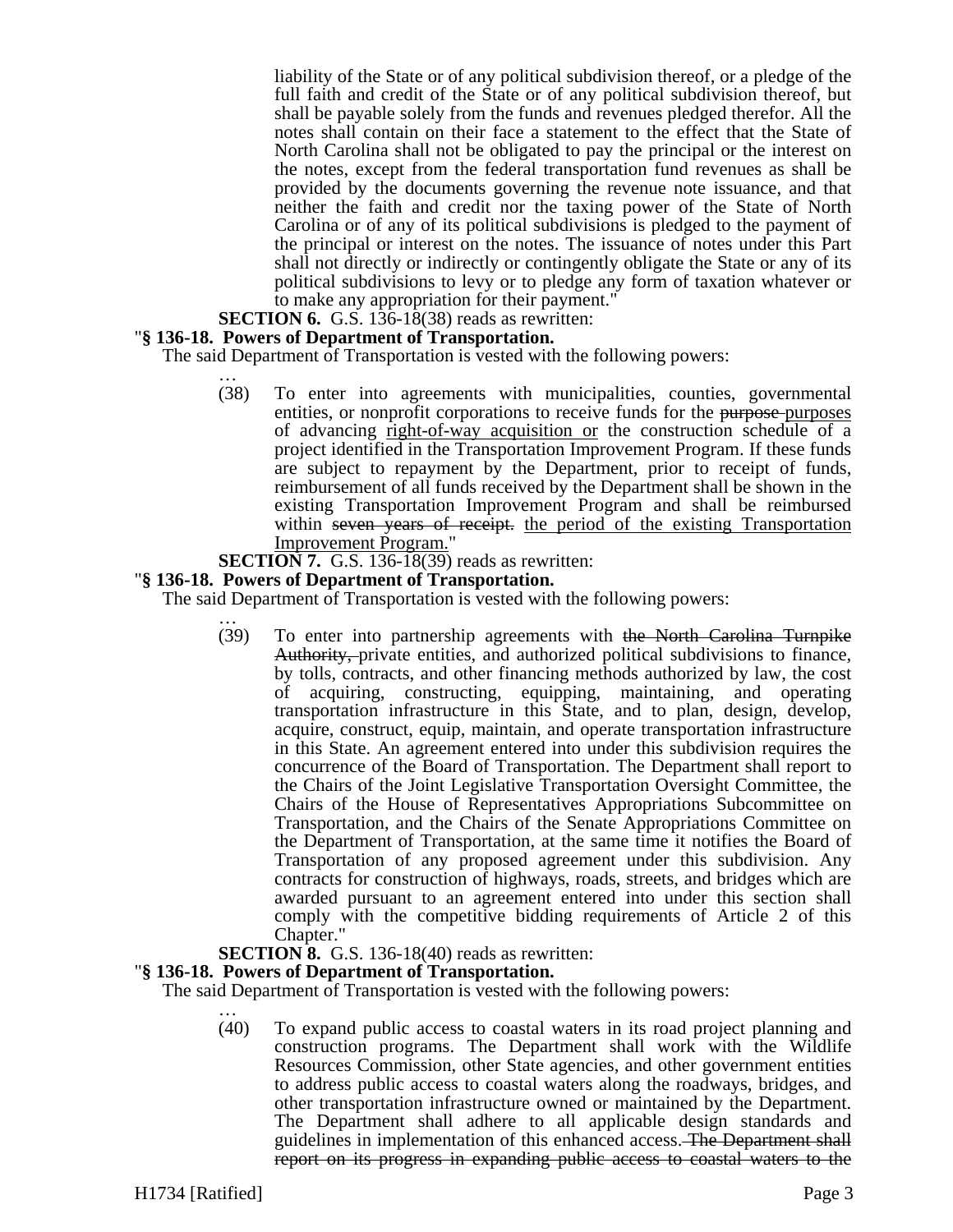liability of the State or of any political subdivision thereof, or a pledge of the full faith and credit of the State or of any political subdivision thereof, but shall be payable solely from the funds and revenues pledged therefor. All the notes shall contain on their face a statement to the effect that the State of North Carolina shall not be obligated to pay the principal or the interest on the notes, except from the federal transportation fund revenues as shall be provided by the documents governing the revenue note issuance, and that neither the faith and credit nor the taxing power of the State of North Carolina or of any of its political subdivisions is pledged to the payment of the principal or interest on the notes. The issuance of notes under this Part shall not directly or indirectly or contingently obligate the State or any of its political subdivisions to levy or to pledge any form of taxation whatever or to make any appropriation for their payment."

**SECTION 6.** G.S. 136-18(38) reads as rewritten:

"**§ 136-18. Powers of Department of Transportation.**

The said Department of Transportation is vested with the following powers:

…

(38) To enter into agreements with municipalities, counties, governmental entities, or nonprofit corporations to receive funds for the ~~purpose~~ purposes of advancing right-of-way acquisition or the construction schedule of a project identified in the Transportation Improvement Program. If these funds are subject to repayment by the Department, prior to receipt of funds, reimbursement of all funds received by the Department shall be shown in the existing Transportation Improvement Program and shall be reimbursed within ~~seven years of receipt.~~ the period of the existing Transportation Improvement Program."

**SECTION 7.** G.S. 136-18(39) reads as rewritten:

"**§ 136-18. Powers of Department of Transportation.**

The said Department of Transportation is vested with the following powers:

…

(39) To enter into partnership agreements with ~~the North Carolina Turnpike Authority,~~ private entities, and authorized political subdivisions to finance, by tolls, contracts, and other financing methods authorized by law, the cost of acquiring, constructing, equipping, maintaining, and operating transportation infrastructure in this State, and to plan, design, develop, acquire, construct, equip, maintain, and operate transportation infrastructure in this State. An agreement entered into under this subdivision requires the concurrence of the Board of Transportation. The Department shall report to the Chairs of the Joint Legislative Transportation Oversight Committee, the Chairs of the House of Representatives Appropriations Subcommittee on Transportation, and the Chairs of the Senate Appropriations Committee on the Department of Transportation, at the same time it notifies the Board of Transportation of any proposed agreement under this subdivision. Any contracts for construction of highways, roads, streets, and bridges which are awarded pursuant to an agreement entered into under this section shall comply with the competitive bidding requirements of Article 2 of this Chapter."

**SECTION 8.** G.S. 136-18(40) reads as rewritten:

"**§ 136-18. Powers of Department of Transportation.**

The said Department of Transportation is vested with the following powers:

…

(40) To expand public access to coastal waters in its road project planning and construction programs. The Department shall work with the Wildlife Resources Commission, other State agencies, and other government entities to address public access to coastal waters along the roadways, bridges, and other transportation infrastructure owned or maintained by the Department. The Department shall adhere to all applicable design standards and guidelines in implementation of this enhanced access. ~~The Department shall report on its progress in expanding public access to coastal waters to the~~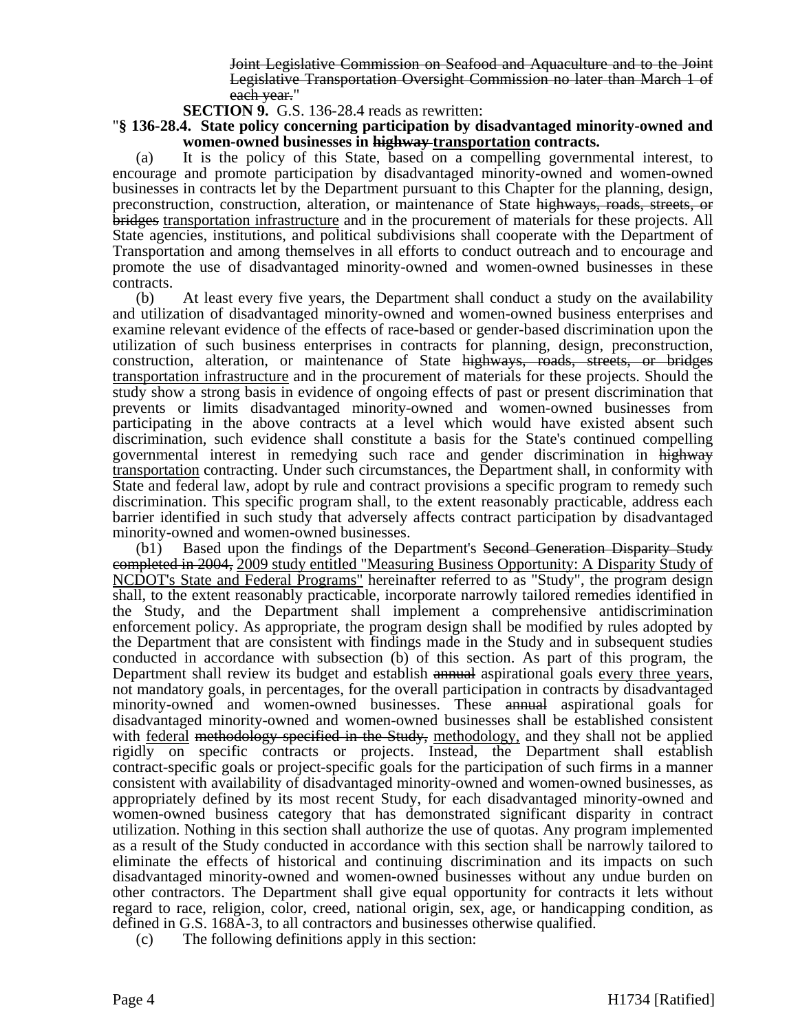~~Joint Legislative Commission on Seafood and Aquaculture and to the Joint Legislative Transportation Oversight Commission no later than March 1 of each year.~~"

**SECTION 9.** G.S. 136-28.4 reads as rewritten:

"**§ 136-28.4. State policy concerning participation by disadvantaged minority-owned and women-owned businesses in ~~highway~~ <u>transportation</u> contracts.**

(a) It is the policy of this State, based on a compelling governmental interest, to encourage and promote participation by disadvantaged minority-owned and women-owned businesses in contracts let by the Department pursuant to this Chapter for the planning, design, preconstruction, construction, alteration, or maintenance of State ~~highways, roads, streets, or bridges~~ <u>transportation infrastructure</u> and in the procurement of materials for these projects. All State agencies, institutions, and political subdivisions shall cooperate with the Department of Transportation and among themselves in all efforts to conduct outreach and to encourage and promote the use of disadvantaged minority-owned and women-owned businesses in these contracts.

(b) At least every five years, the Department shall conduct a study on the availability and utilization of disadvantaged minority-owned and women-owned business enterprises and examine relevant evidence of the effects of race-based or gender-based discrimination upon the utilization of such business enterprises in contracts for planning, design, preconstruction, construction, alteration, or maintenance of State ~~highways, roads, streets, or bridges~~ <u>transportation infrastructure</u> and in the procurement of materials for these projects. Should the study show a strong basis in evidence of ongoing effects of past or present discrimination that prevents or limits disadvantaged minority-owned and women-owned businesses from participating in the above contracts at a level which would have existed absent such discrimination, such evidence shall constitute a basis for the State's continued compelling governmental interest in remedying such race and gender discrimination in ~~highway~~ <u>transportation</u> contracting. Under such circumstances, the Department shall, in conformity with State and federal law, adopt by rule and contract provisions a specific program to remedy such discrimination. This specific program shall, to the extent reasonably practicable, address each barrier identified in such study that adversely affects contract participation by disadvantaged minority-owned and women-owned businesses.

(b1) Based upon the findings of the Department's ~~Second Generation Disparity Study completed in 2004,~~ <u>2009 study entitled "Measuring Business Opportunity: A Disparity Study of NCDOT's State and Federal Programs"</u> hereinafter referred to as "Study", the program design shall, to the extent reasonably practicable, incorporate narrowly tailored remedies identified in the Study, and the Department shall implement a comprehensive antidiscrimination enforcement policy. As appropriate, the program design shall be modified by rules adopted by the Department that are consistent with findings made in the Study and in subsequent studies conducted in accordance with subsection (b) of this section. As part of this program, the Department shall review its budget and establish ~~annual~~ aspirational goals <u>every three years</u>, not mandatory goals, in percentages, for the overall participation in contracts by disadvantaged minority-owned and women-owned businesses. These ~~annual~~ aspirational goals for disadvantaged minority-owned and women-owned businesses shall be established consistent with <u>federal</u> ~~methodology specified in the Study,~~ <u>methodology,</u> and they shall not be applied rigidly on specific contracts or projects. Instead, the Department shall establish contract-specific goals or project-specific goals for the participation of such firms in a manner consistent with availability of disadvantaged minority-owned and women-owned businesses, as appropriately defined by its most recent Study, for each disadvantaged minority-owned and women-owned business category that has demonstrated significant disparity in contract utilization. Nothing in this section shall authorize the use of quotas. Any program implemented as a result of the Study conducted in accordance with this section shall be narrowly tailored to eliminate the effects of historical and continuing discrimination and its impacts on such disadvantaged minority-owned and women-owned businesses without any undue burden on other contractors. The Department shall give equal opportunity for contracts it lets without regard to race, religion, color, creed, national origin, sex, age, or handicapping condition, as defined in G.S. 168A-3, to all contractors and businesses otherwise qualified.

(c) The following definitions apply in this section: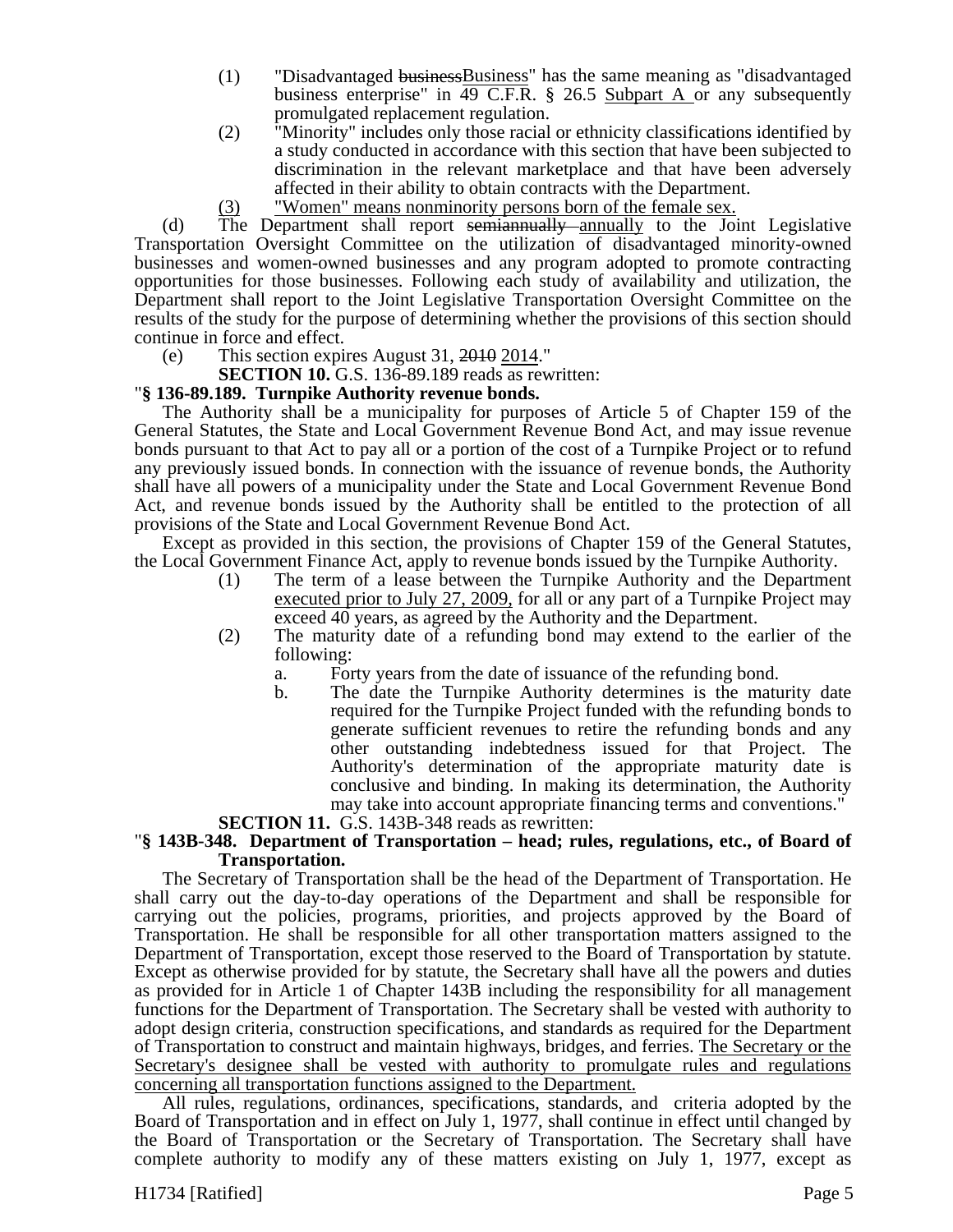(1) "Disadvantaged ~~business~~Business" has the same meaning as "disadvantaged business enterprise" in 49 C.F.R. § 26.5 Subpart A or any subsequently promulgated replacement regulation.

(2) "Minority" includes only those racial or ethnicity classifications identified by a study conducted in accordance with this section that have been subjected to discrimination in the relevant marketplace and that have been adversely affected in their ability to obtain contracts with the Department.

(3) "Women" means nonminority persons born of the female sex.

(d) The Department shall report ~~semiannually~~ annually to the Joint Legislative Transportation Oversight Committee on the utilization of disadvantaged minority-owned businesses and women-owned businesses and any program adopted to promote contracting opportunities for those businesses. Following each study of availability and utilization, the Department shall report to the Joint Legislative Transportation Oversight Committee on the results of the study for the purpose of determining whether the provisions of this section should continue in force and effect.

(e) This section expires August 31, ~~2010~~ 2014."

**SECTION 10.** G.S. 136-89.189 reads as rewritten:

"**§ 136-89.189. Turnpike Authority revenue bonds.**

The Authority shall be a municipality for purposes of Article 5 of Chapter 159 of the General Statutes, the State and Local Government Revenue Bond Act, and may issue revenue bonds pursuant to that Act to pay all or a portion of the cost of a Turnpike Project or to refund any previously issued bonds. In connection with the issuance of revenue bonds, the Authority shall have all powers of a municipality under the State and Local Government Revenue Bond Act, and revenue bonds issued by the Authority shall be entitled to the protection of all provisions of the State and Local Government Revenue Bond Act.

Except as provided in this section, the provisions of Chapter 159 of the General Statutes, the Local Government Finance Act, apply to revenue bonds issued by the Turnpike Authority.

(1) The term of a lease between the Turnpike Authority and the Department executed prior to July 27, 2009, for all or any part of a Turnpike Project may exceed 40 years, as agreed by the Authority and the Department.

(2) The maturity date of a refunding bond may extend to the earlier of the following:

   a. Forty years from the date of issuance of the refunding bond.

   b. The date the Turnpike Authority determines is the maturity date required for the Turnpike Project funded with the refunding bonds to generate sufficient revenues to retire the refunding bonds and any other outstanding indebtedness issued for that Project. The Authority's determination of the appropriate maturity date is conclusive and binding. In making its determination, the Authority may take into account appropriate financing terms and conventions."

**SECTION 11.** G.S. 143B-348 reads as rewritten:

"**§ 143B-348. Department of Transportation – head; rules, regulations, etc., of Board of Transportation.**

The Secretary of Transportation shall be the head of the Department of Transportation. He shall carry out the day-to-day operations of the Department and shall be responsible for carrying out the policies, programs, priorities, and projects approved by the Board of Transportation. He shall be responsible for all other transportation matters assigned to the Department of Transportation, except those reserved to the Board of Transportation by statute. Except as otherwise provided for by statute, the Secretary shall have all the powers and duties as provided for in Article 1 of Chapter 143B including the responsibility for all management functions for the Department of Transportation. The Secretary shall be vested with authority to adopt design criteria, construction specifications, and standards as required for the Department of Transportation to construct and maintain highways, bridges, and ferries. The Secretary or the Secretary's designee shall be vested with authority to promulgate rules and regulations concerning all transportation functions assigned to the Department.

All rules, regulations, ordinances, specifications, standards, and criteria adopted by the Board of Transportation and in effect on July 1, 1977, shall continue in effect until changed by the Board of Transportation or the Secretary of Transportation. The Secretary shall have complete authority to modify any of these matters existing on July 1, 1977, except as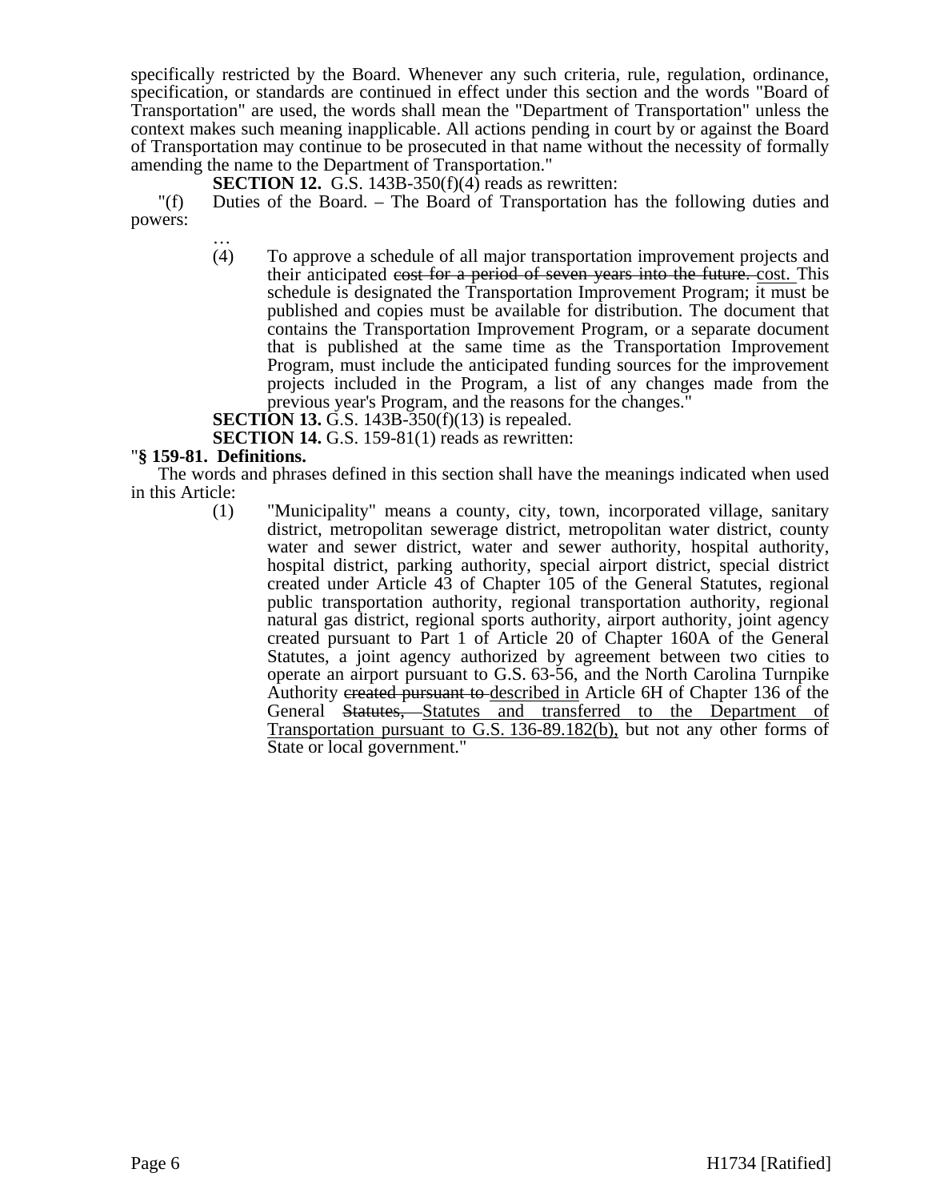specifically restricted by the Board. Whenever any such criteria, rule, regulation, ordinance, specification, or standards are continued in effect under this section and the words "Board of Transportation" are used, the words shall mean the "Department of Transportation" unless the context makes such meaning inapplicable. All actions pending in court by or against the Board of Transportation may continue to be prosecuted in that name without the necessity of formally amending the name to the Department of Transportation."

**SECTION 12.** G.S. 143B-350(f)(4) reads as rewritten:

"(f) Duties of the Board. – The Board of Transportation has the following duties and powers:

…

(4) To approve a schedule of all major transportation improvement projects and their anticipated ~~cost for a period of seven years into the future.~~ cost. This schedule is designated the Transportation Improvement Program; it must be published and copies must be available for distribution. The document that contains the Transportation Improvement Program, or a separate document that is published at the same time as the Transportation Improvement Program, must include the anticipated funding sources for the improvement projects included in the Program, a list of any changes made from the previous year's Program, and the reasons for the changes."

**SECTION 13.** G.S. 143B-350(f)(13) is repealed.

**SECTION 14.** G.S. 159-81(1) reads as rewritten:

"**§ 159-81. Definitions.**

The words and phrases defined in this section shall have the meanings indicated when used in this Article:

(1) "Municipality" means a county, city, town, incorporated village, sanitary district, metropolitan sewerage district, metropolitan water district, county water and sewer district, water and sewer authority, hospital authority, hospital district, parking authority, special airport district, special district created under Article 43 of Chapter 105 of the General Statutes, regional public transportation authority, regional transportation authority, regional natural gas district, regional sports authority, airport authority, joint agency created pursuant to Part 1 of Article 20 of Chapter 160A of the General Statutes, a joint agency authorized by agreement between two cities to operate an airport pursuant to G.S. 63-56, and the North Carolina Turnpike Authority ~~created pursuant to~~ described in Article 6H of Chapter 136 of the General ~~Statutes,~~ Statutes and transferred to the Department of Transportation pursuant to G.S. 136-89.182(b), but not any other forms of State or local government."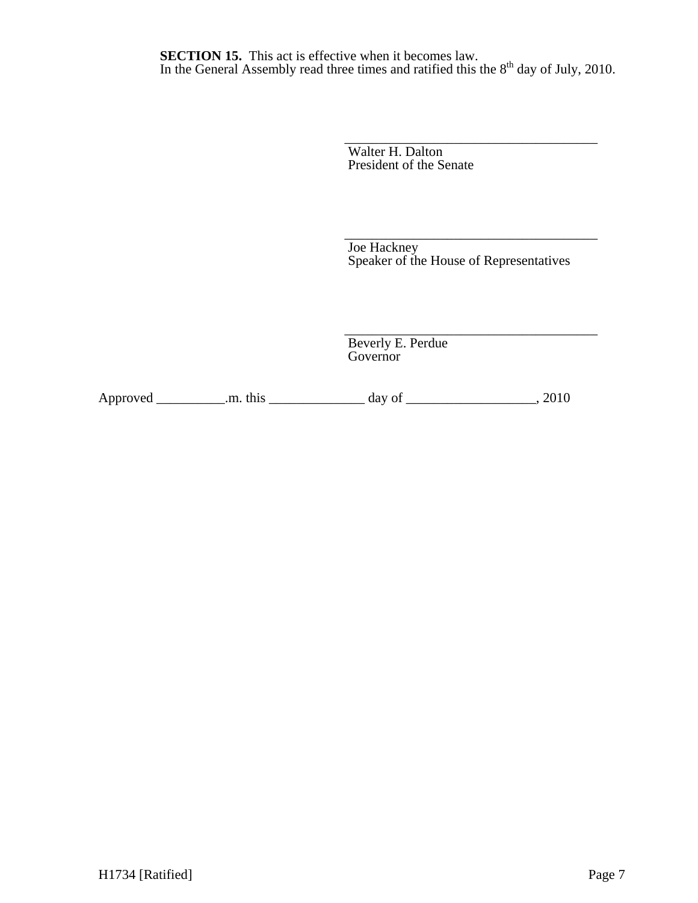**SECTION 15.** This act is effective when it becomes law.

In the General Assembly read three times and ratified this the 8th day of July, 2010.

\_\_\_\_\_\_\_\_\_\_\_\_\_\_\_\_\_\_\_\_\_\_\_\_\_\_\_\_\_\_\_\_\_\_\_\_\_\_\_

Walter H. Dalton
President of the Senate

\_\_\_\_\_\_\_\_\_\_\_\_\_\_\_\_\_\_\_\_\_\_\_\_\_\_\_\_\_\_\_\_\_\_\_\_\_\_\_

Joe Hackney
Speaker of the House of Representatives

\_\_\_\_\_\_\_\_\_\_\_\_\_\_\_\_\_\_\_\_\_\_\_\_\_\_\_\_\_\_\_\_\_\_\_\_\_\_\_

Beverly E. Perdue
Governor

Approved __________.m. this ______________ day of ___________________, 2010

H1734 [Ratified]